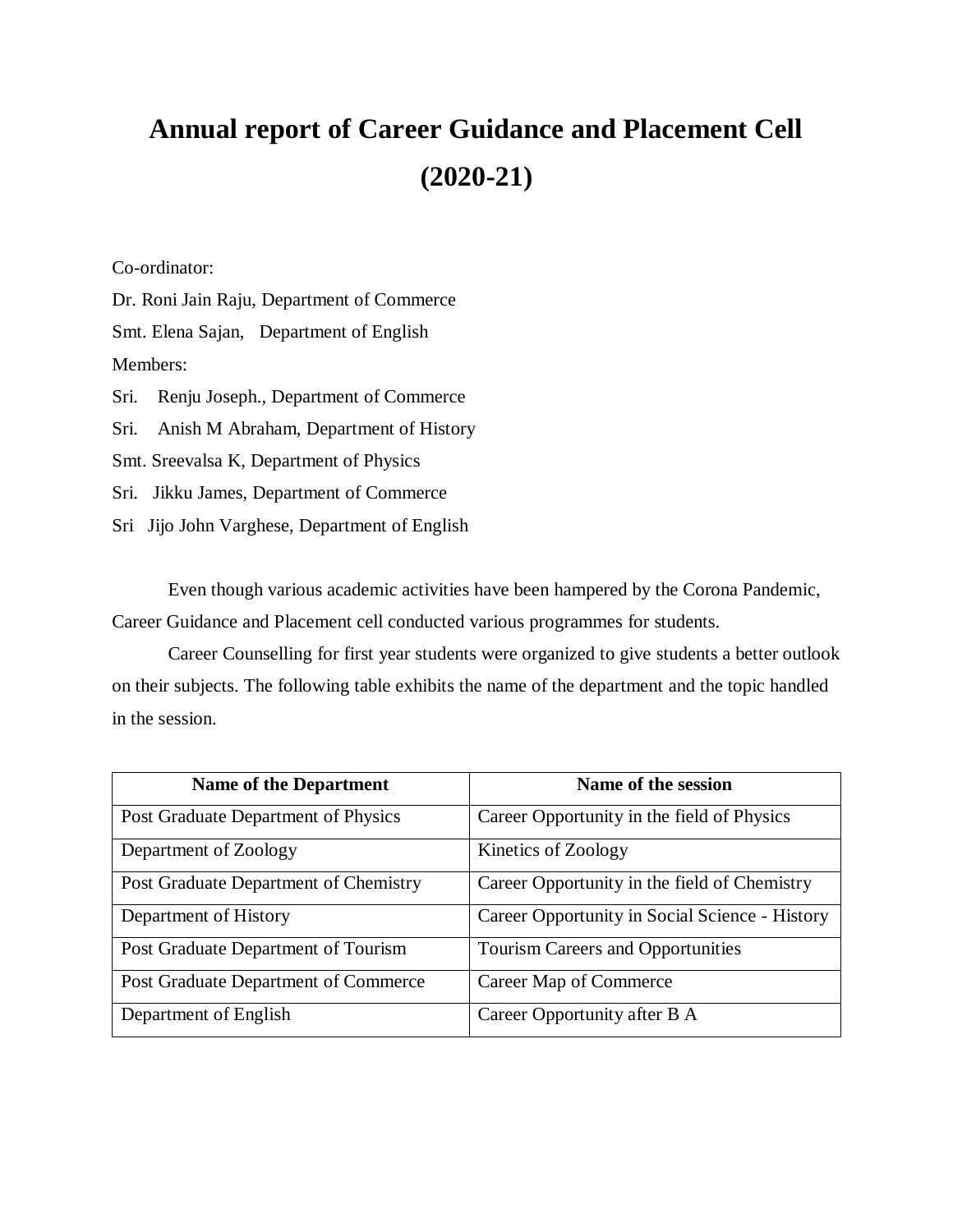# Annual report of Career Guidance and Placement Cell (2020-21)

Co-ordinator:

Dr. Roni Jain Raju, Department of Commerce

Smt. Elena Sajan, Department of English

Members:

Sri. Renju Joseph., Department of Commerce

Sri. Anish M Abraham, Department of History

Smt. Sreevalsa K, Department of Physics

Sri. Jikku James, Department of Commerce

Sri Jijo John Varghese, Department of English

Even though various academic activities have been hampered by the Corona Pandemic, Career Guidance and Placement cell conducted various programmes for students.

Career Counselling for first year students were organized to give students a better outlook on their subjects. The following table exhibits the name of the department and the topic handled in the session.

| Name of the Department | Name of the session |
|---|---|
| Post Graduate Department of Physics | Career Opportunity in the field of Physics |
| Department of Zoology | Kinetics of Zoology |
| Post Graduate Department of Chemistry | Career Opportunity in the field of Chemistry |
| Department of History | Career Opportunity in Social Science - History |
| Post Graduate Department of Tourism | Tourism Careers and Opportunities |
| Post Graduate Department of Commerce | Career Map of Commerce |
| Department of English | Career Opportunity after B A |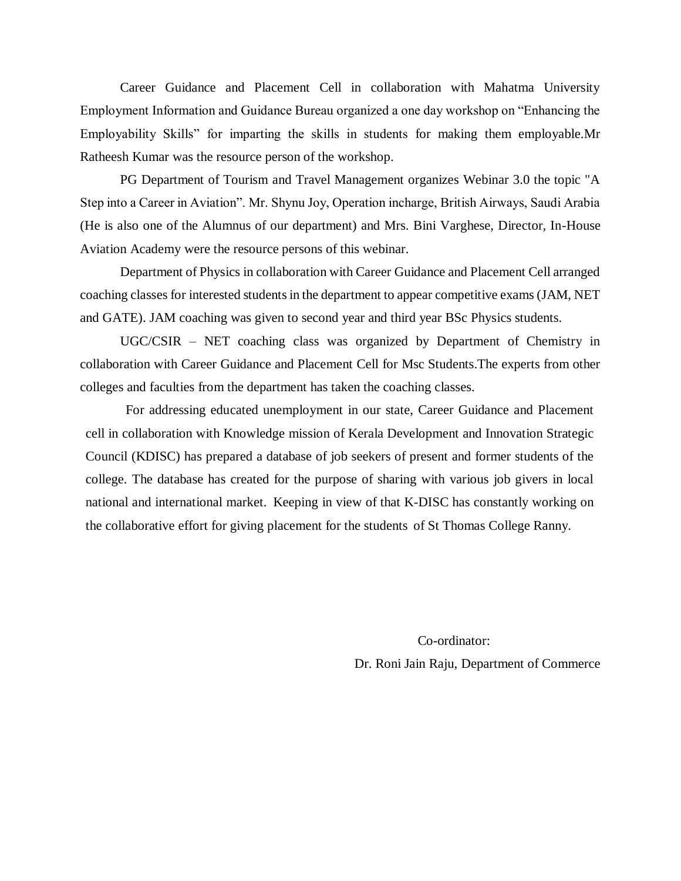Career Guidance and Placement Cell in collaboration with Mahatma University Employment Information and Guidance Bureau organized a one day workshop on "Enhancing the Employability Skills" for imparting the skills in students for making them employable.Mr Ratheesh Kumar was the resource person of the workshop.

PG Department of Tourism and Travel Management organizes Webinar 3.0 the topic "A Step into a Career in Aviation". Mr. Shynu Joy, Operation incharge, British Airways, Saudi Arabia (He is also one of the Alumnus of our department) and Mrs. Bini Varghese, Director, In-House Aviation Academy were the resource persons of this webinar.

Department of Physics in collaboration with Career Guidance and Placement Cell arranged coaching classes for interested students in the department to appear competitive exams (JAM, NET and GATE). JAM coaching was given to second year and third year BSc Physics students.

UGC/CSIR – NET coaching class was organized by Department of Chemistry in collaboration with Career Guidance and Placement Cell for Msc Students.The experts from other colleges and faculties from the department has taken the coaching classes.

For addressing educated unemployment in our state, Career Guidance and Placement cell in collaboration with Knowledge mission of Kerala Development and Innovation Strategic Council (KDISC) has prepared a database of job seekers of present and former students of the college. The database has created for the purpose of sharing with various job givers in local national and international market. Keeping in view of that K-DISC has constantly working on the collaborative effort for giving placement for the students of St Thomas College Ranny.

Co-ordinator:

Dr. Roni Jain Raju, Department of Commerce